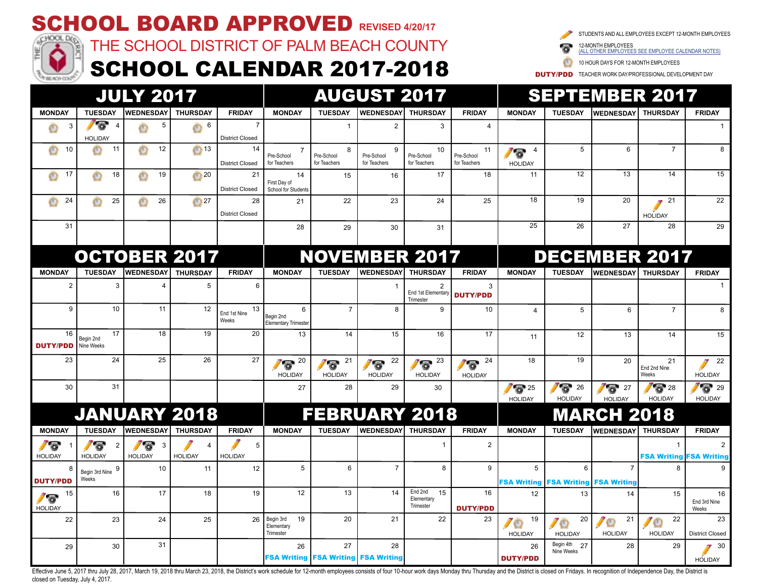# SCHOOL BOARD APPROVED REVISED 4/20/17

## THE SCHOOL DISTRICT OF PALM BEACH COUNTY

# SCHOOL CALENDAR 2017-2018

**Legend:**
- (pencil) STUDENTS AND ALL EMPLOYEES EXCEPT 12-MONTH EMPLOYEES
- (phone) 12-MONTH EMPLOYEES (ALL OTHER EMPLOYEES SEE EMPLOYEE CALENDAR NOTES)
- (clock) 10 HOUR DAYS FOR 12-MONTH EMPLOYEES
- **DUTY/PDD** TEACHER WORK DAY/PROFESSIONAL DEVELOPMENT DAY

## JULY 2017

| MONDAY | TUESDAY | WEDNESDAY | THURSDAY | FRIDAY |
|---|---|---|---|---|
| 3 (clock) | 4 (pencil, phone) HOLIDAY | 5 (clock) | 6 (clock) | 7 District Closed |
| 10 (clock) | 11 (clock) | 12 (clock) | 13 (clock) | 14 District Closed |
| 17 (clock) | 18 (clock) | 19 (clock) | 20 (clock) | 21 District Closed |
| 24 (clock) | 25 (clock) | 26 (clock) | 27 (clock) | 28 District Closed |
| 31 | | | | |

## AUGUST 2017

| MONDAY | TUESDAY | WEDNESDAY | THURSDAY | FRIDAY |
|---|---|---|---|---|
| | 1 | 2 | 3 | 4 |
| 7 Pre-School for Teachers | 8 Pre-School for Teachers | 9 Pre-School for Teachers | 10 Pre-School for Teachers | 11 Pre-School for Teachers |
| 14 First Day of School for Students | 15 | 16 | 17 | 18 |
| 21 | 22 | 23 | 24 | 25 |
| 28 | 29 | 30 | 31 | |

## SEPTEMBER 2017

| MONDAY | TUESDAY | WEDNESDAY | THURSDAY | FRIDAY |
|---|---|---|---|---|
| | | | | 1 |
| 4 (pencil, phone) HOLIDAY | 5 | 6 | 7 | 8 |
| 11 | 12 | 13 | 14 | 15 |
| 18 | 19 | 20 | 21 (pencil) HOLIDAY | 22 |
| 25 | 26 | 27 | 28 | 29 |

## OCTOBER 2017

| MONDAY | TUESDAY | WEDNESDAY | THURSDAY | FRIDAY |
|---|---|---|---|---|
| 2 | 3 | 4 | 5 | 6 |
| 9 | 10 | 11 | 12 | 13 End 1st Nine Weeks |
| 16 **DUTY/PDD** | 17 Begin 2nd Nine Weeks | 18 | 19 | 20 |
| 23 | 24 | 25 | 26 | 27 |
| 30 | 31 | | | |

## NOVEMBER 2017

| MONDAY | TUESDAY | WEDNESDAY | THURSDAY | FRIDAY |
|---|---|---|---|---|
| | | 1 | 2 End 1st Elementary Trimester | 3 **DUTY/PDD** |
| 6 Begin 2nd Elementary Trimester | 7 | 8 | 9 | 10 |
| 13 | 14 | 15 | 16 | 17 |
| 20 (pencil, phone) HOLIDAY | 21 (pencil, phone) HOLIDAY | 22 (pencil, phone) HOLIDAY | 23 (pencil, phone) HOLIDAY | 24 (pencil, phone) HOLIDAY |
| 27 | 28 | 29 | 30 | |

## DECEMBER 2017

| MONDAY | TUESDAY | WEDNESDAY | THURSDAY | FRIDAY |
|---|---|---|---|---|
| | | | | 1 |
| 4 | 5 | 6 | 7 | 8 |
| 11 | 12 | 13 | 14 | 15 |
| 18 | 19 | 20 | 21 End 2nd Nine Weeks | 22 (pencil) HOLIDAY |
| 25 (pencil, phone) HOLIDAY | 26 (pencil, phone) HOLIDAY | 27 (pencil, phone) HOLIDAY | 28 (pencil, phone) HOLIDAY | 29 (pencil, phone) HOLIDAY |

## JANUARY 2018

| MONDAY | TUESDAY | WEDNESDAY | THURSDAY | FRIDAY |
|---|---|---|---|---|
| 1 (pencil, phone) HOLIDAY | 2 (pencil, phone) HOLIDAY | 3 (pencil, phone) HOLIDAY | 4 (pencil) HOLIDAY | 5 (pencil) HOLIDAY |
| 8 **DUTY/PDD** | 9 Begin 3rd Nine Weeks | 10 | 11 | 12 |
| 15 (pencil, phone) HOLIDAY | 16 | 17 | 18 | 19 |
| 22 | 23 | 24 | 25 | 26 |
| 29 | 30 | 31 | | |

## FEBRUARY 2018

| MONDAY | TUESDAY | WEDNESDAY | THURSDAY | FRIDAY |
|---|---|---|---|---|
| | | | 1 | 2 |
| 5 | 6 | 7 | 8 | 9 |
| 12 | 13 | 14 | 15 End 2nd Elementary Trimester | 16 **DUTY/PDD** |
| 19 Begin 3rd Elementary Trimester | 20 | 21 | 22 | 23 |
| 26 FSA Writing | 27 FSA Writing | 28 FSA Writing | | |

## MARCH 2018

| MONDAY | TUESDAY | WEDNESDAY | THURSDAY | FRIDAY |
|---|---|---|---|---|
| | | | 1 FSA Writing | 2 FSA Writing |
| 5 FSA Writing | 6 FSA Writing | 7 FSA Writing | 8 | 9 |
| 12 | 13 | 14 | 15 | 16 End 3rd Nine Weeks |
| 19 (pencil, clock) HOLIDAY | 20 (pencil, clock) HOLIDAY | 21 (pencil, clock) HOLIDAY | 22 (pencil, clock) HOLIDAY | 23 District Closed |
| 26 **DUTY/PDD** | 27 Begin 4th Nine Weeks | 28 | 29 | 30 (pencil) HOLIDAY |

Effective June 5, 2017 thru July 28, 2017, March 19, 2018 thru March 23, 2018, the District's work schedule for 12-month employees consists of four 10-hour work days Monday thru Thursday and the District is closed on Fridays. In recognition of Independence Day, the District is closed on Tuesday, July 4, 2017.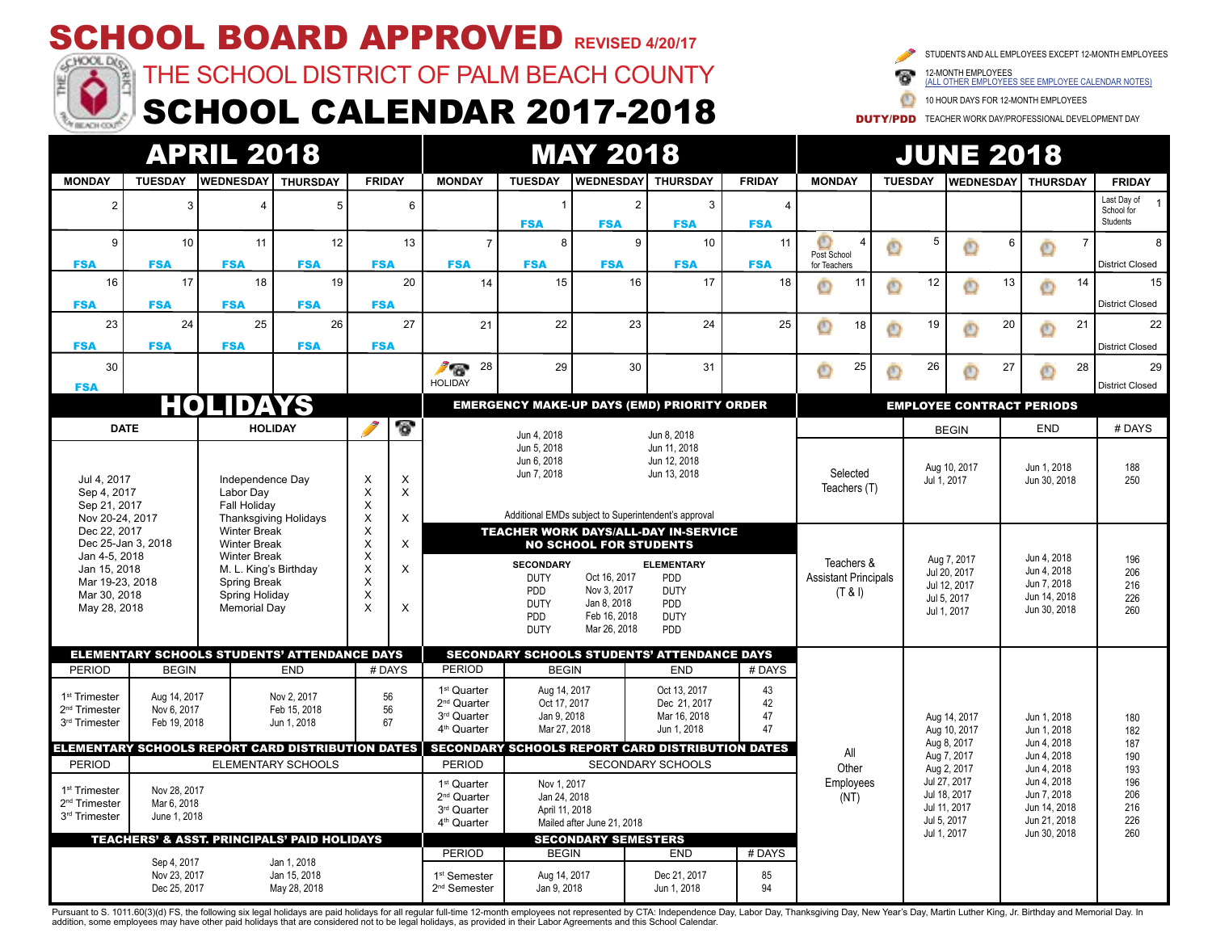# SCHOOL BOARD APPROVED REVISED 4/20/17

## THE SCHOOL DISTRICT OF PALM BEACH COUNTY

# SCHOOL CALENDAR 2017-2018

- STUDENTS AND ALL EMPLOYEES EXCEPT 12-MONTH EMPLOYEES
- 12-MONTH EMPLOYEES (ALL OTHER EMPLOYEES SEE EMPLOYEE CALENDAR NOTES)
- 10 HOUR DAYS FOR 12-MONTH EMPLOYEES
- DUTY/PDD TEACHER WORK DAY/PROFESSIONAL DEVELOPMENT DAY

## APRIL 2018

| MONDAY | TUESDAY | WEDNESDAY | THURSDAY | FRIDAY |
|---|---|---|---|---|
| 2 | 3 | 4 | 5 | 6 |
| 9 FSA | 10 FSA | 11 FSA | 12 FSA | 13 FSA |
| 16 FSA | 17 FSA | 18 FSA | 19 FSA | 20 FSA |
| 23 FSA | 24 FSA | 25 FSA | 26 FSA | 27 FSA |
| 30 FSA | | | | |

## MAY 2018

| MONDAY | TUESDAY | WEDNESDAY | THURSDAY | FRIDAY |
|---|---|---|---|---|
| | 1 FSA | 2 FSA | 3 FSA | 4 FSA |
| 7 FSA | 8 FSA | 9 FSA | 10 FSA | 11 FSA |
| 14 | 15 | 16 | 17 | 18 |
| 21 | 22 | 23 | 24 | 25 |
| 28 HOLIDAY | 29 | 30 | 31 | |

## JUNE 2018

| MONDAY | TUESDAY | WEDNESDAY | THURSDAY | FRIDAY |
|---|---|---|---|---|
| | | | | 1 Last Day of School for Students |
| 4 Post School for Teachers | 5 | 6 | 7 | 8 District Closed |
| 11 | 12 | 13 | 14 | 15 District Closed |
| 18 | 19 | 20 | 21 | 22 District Closed |
| 25 | 26 | 27 | 28 | 29 District Closed |

## HOLIDAYS

| DATE | HOLIDAY | Students and all employees except 12-month | 12-month employees |
|---|---|---|---|
| Jul 4, 2017 | Independence Day | X | X |
| Sep 4, 2017 | Labor Day | X | X |
| Sep 21, 2017 | Fall Holiday | X | |
| Nov 20-24, 2017 | Thanksgiving Holidays | X | X |
| Dec 22, 2017 | Winter Break | X | |
| Dec 25-Jan 3, 2018 | Winter Break | X | X |
| Jan 4-5, 2018 | Winter Break | X | |
| Jan 15, 2018 | M. L. King's Birthday | X | X |
| Mar 19-23, 2018 | Spring Break | X | |
| Mar 30, 2018 | Spring Holiday | X | |
| May 28, 2018 | Memorial Day | X | X |

## EMERGENCY MAKE-UP DAYS (EMD) PRIORITY ORDER

| | |
|---|---|
| Jun 4, 2018 | Jun 8, 2018 |
| Jun 5, 2018 | Jun 11, 2018 |
| Jun 6, 2018 | Jun 12, 2018 |
| Jun 7, 2018 | Jun 13, 2018 |

Additional EMDs subject to Superintendent's approval

## TEACHER WORK DAYS/ALL-DAY IN-SERVICE NO SCHOOL FOR STUDENTS

| SECONDARY | | ELEMENTARY |
|---|---|---|
| DUTY | Oct 16, 2017 | PDD |
| PDD | Nov 3, 2017 | DUTY |
| DUTY | Jan 8, 2018 | PDD |
| PDD | Feb 16, 2018 | DUTY |
| DUTY | Mar 26, 2018 | PDD |

## EMPLOYEE CONTRACT PERIODS

| | BEGIN | END | # DAYS |
|---|---|---|---|
| Selected Teachers (T) | Aug 10, 2017 | Jun 1, 2018 | 188 |
| | Jul 1, 2017 | Jun 30, 2018 | 250 |
| Teachers & Assistant Principals (T & I) | Aug 7, 2017 | Jun 4, 2018 | 196 |
| | Jul 20, 2017 | Jun 4, 2018 | 206 |
| | Jul 12, 2017 | Jun 7, 2018 | 216 |
| | Jul 5, 2017 | Jun 14, 2018 | 226 |
| | Jul 1, 2017 | Jun 30, 2018 | 260 |
| All Other Employees (NT) | Aug 14, 2017 | Jun 1, 2018 | 180 |
| | Aug 10, 2017 | Jun 1, 2018 | 182 |
| | Aug 8, 2017 | Jun 4, 2018 | 187 |
| | Aug 7, 2017 | Jun 4, 2018 | 190 |
| | Aug 2, 2017 | Jun 4, 2018 | 193 |
| | Jul 27, 2017 | Jun 4, 2018 | 196 |
| | Jul 18, 2017 | Jun 7, 2018 | 206 |
| | Jul 11, 2017 | Jun 14, 2018 | 216 |
| | Jul 5, 2017 | Jun 21, 2018 | 226 |
| | Jul 1, 2017 | Jun 30, 2018 | 260 |

## ELEMENTARY SCHOOLS STUDENTS' ATTENDANCE DAYS

| PERIOD | BEGIN | END | # DAYS |
|---|---|---|---|
| 1st Trimester | Aug 14, 2017 | Nov 2, 2017 | 56 |
| 2nd Trimester | Nov 6, 2017 | Feb 15, 2018 | 56 |
| 3rd Trimester | Feb 19, 2018 | Jun 1, 2018 | 67 |

## SECONDARY SCHOOLS STUDENTS' ATTENDANCE DAYS

| PERIOD | BEGIN | END | # DAYS |
|---|---|---|---|
| 1st Quarter | Aug 14, 2017 | Oct 13, 2017 | 43 |
| 2nd Quarter | Oct 17, 2017 | Dec 21, 2017 | 42 |
| 3rd Quarter | Jan 9, 2018 | Mar 16, 2018 | 47 |
| 4th Quarter | Mar 27, 2018 | Jun 1, 2018 | 47 |

## ELEMENTARY SCHOOLS REPORT CARD DISTRIBUTION DATES

| PERIOD | ELEMENTARY SCHOOLS |
|---|---|
| 1st Trimester | Nov 28, 2017 |
| 2nd Trimester | Mar 6, 2018 |
| 3rd Trimester | June 1, 2018 |

## SECONDARY SCHOOLS REPORT CARD DISTRIBUTION DATES

| PERIOD | SECONDARY SCHOOLS |
|---|---|
| 1st Quarter | Nov 1, 2017 |
| 2nd Quarter | Jan 24, 2018 |
| 3rd Quarter | April 11, 2018 |
| 4th Quarter | Mailed after June 21, 2018 |

## TEACHERS' & ASST. PRINCIPALS' PAID HOLIDAYS

| | |
|---|---|
| Sep 4, 2017 | Jan 1, 2018 |
| Nov 23, 2017 | Jan 15, 2018 |
| Dec 25, 2017 | May 28, 2018 |

## SECONDARY SEMESTERS

| PERIOD | BEGIN | END | # DAYS |
|---|---|---|---|
| 1st Semester | Aug 14, 2017 | Dec 21, 2017 | 85 |
| 2nd Semester | Jan 9, 2018 | Jun 1, 2018 | 94 |

Pursuant to S. 1011.60(3)(d) FS, the following six legal holidays are paid holidays for all regular full-time 12-month employees not represented by CTA: Independence Day, Labor Day, Thanksgiving Day, New Year's Day, Martin Luther King, Jr. Birthday and Memorial Day. In addition, some employees may have other paid holidays that are considered not to be legal holidays, as provided in their Labor Agreements and this School Calendar.